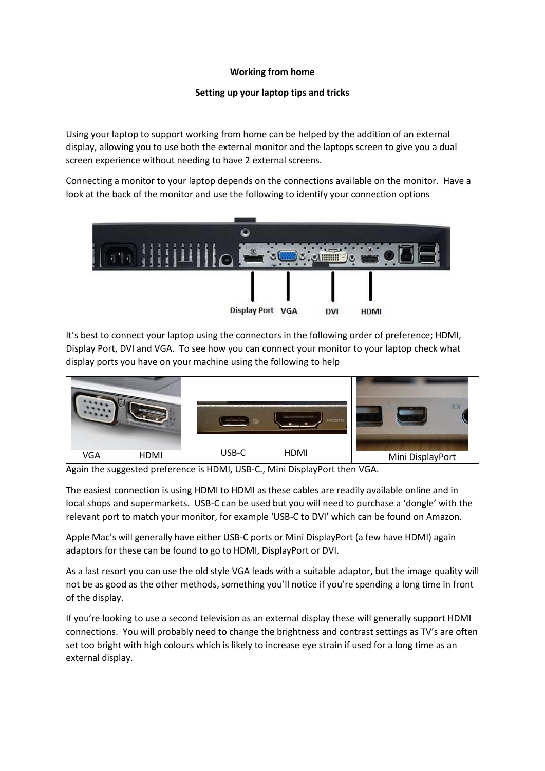**Working from home**

**Setting up your laptop tips and tricks**

Using your laptop to support working from home can be helped by the addition of an external display, allowing you to use both the external monitor and the laptops screen to give you a dual screen experience without needing to have 2 external screens.

Connecting a monitor to your laptop depends on the connections available on the monitor. Have a look at the back of the monitor and use the following to identify your connection options

It's best to connect your laptop using the connectors in the following order of preference; HDMI, Display Port, DVI and VGA. To see how you can connect your monitor to your laptop check what display ports you have on your machine using the following to help

| | | |
|---|---|---|
| VGA HDMI | USB-C HDMI | Mini DisplayPort |

Again the suggested preference is HDMI, USB-C., Mini DisplayPort then VGA.

The easiest connection is using HDMI to HDMI as these cables are readily available online and in local shops and supermarkets. USB-C can be used but you will need to purchase a 'dongle' with the relevant port to match your monitor, for example 'USB-C to DVI' which can be found on Amazon.

Apple Mac's will generally have either USB-C ports or Mini DisplayPort (a few have HDMI) again adaptors for these can be found to go to HDMI, DisplayPort or DVI.

As a last resort you can use the old style VGA leads with a suitable adaptor, but the image quality will not be as good as the other methods, something you'll notice if you're spending a long time in front of the display.

If you're looking to use a second television as an external display these will generally support HDMI connections. You will probably need to change the brightness and contrast settings as TV's are often set too bright with high colours which is likely to increase eye strain if used for a long time as an external display.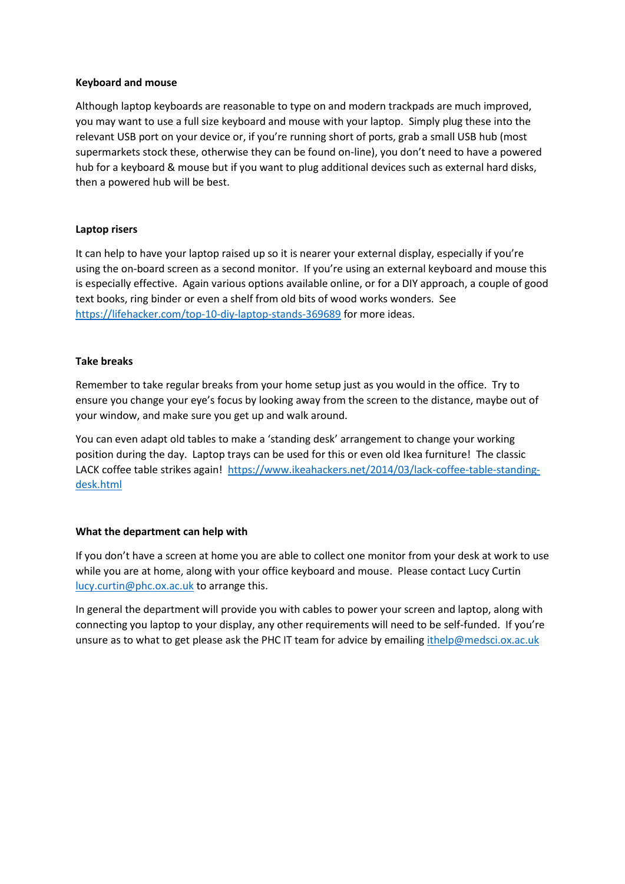**Keyboard and mouse**

Although laptop keyboards are reasonable to type on and modern trackpads are much improved, you may want to use a full size keyboard and mouse with your laptop. Simply plug these into the relevant USB port on your device or, if you're running short of ports, grab a small USB hub (most supermarkets stock these, otherwise they can be found on-line), you don't need to have a powered hub for a keyboard & mouse but if you want to plug additional devices such as external hard disks, then a powered hub will be best.

**Laptop risers**

It can help to have your laptop raised up so it is nearer your external display, especially if you're using the on-board screen as a second monitor. If you're using an external keyboard and mouse this is especially effective. Again various options available online, or for a DIY approach, a couple of good text books, ring binder or even a shelf from old bits of wood works wonders. See https://lifehacker.com/top-10-diy-laptop-stands-369689 for more ideas.

**Take breaks**

Remember to take regular breaks from your home setup just as you would in the office. Try to ensure you change your eye's focus by looking away from the screen to the distance, maybe out of your window, and make sure you get up and walk around.

You can even adapt old tables to make a 'standing desk' arrangement to change your working position during the day. Laptop trays can be used for this or even old Ikea furniture! The classic LACK coffee table strikes again! https://www.ikeahackers.net/2014/03/lack-coffee-table-standing-desk.html

**What the department can help with**

If you don't have a screen at home you are able to collect one monitor from your desk at work to use while you are at home, along with your office keyboard and mouse. Please contact Lucy Curtin lucy.curtin@phc.ox.ac.uk to arrange this.

In general the department will provide you with cables to power your screen and laptop, along with connecting you laptop to your display, any other requirements will need to be self-funded. If you're unsure as to what to get please ask the PHC IT team for advice by emailing ithelp@medsci.ox.ac.uk